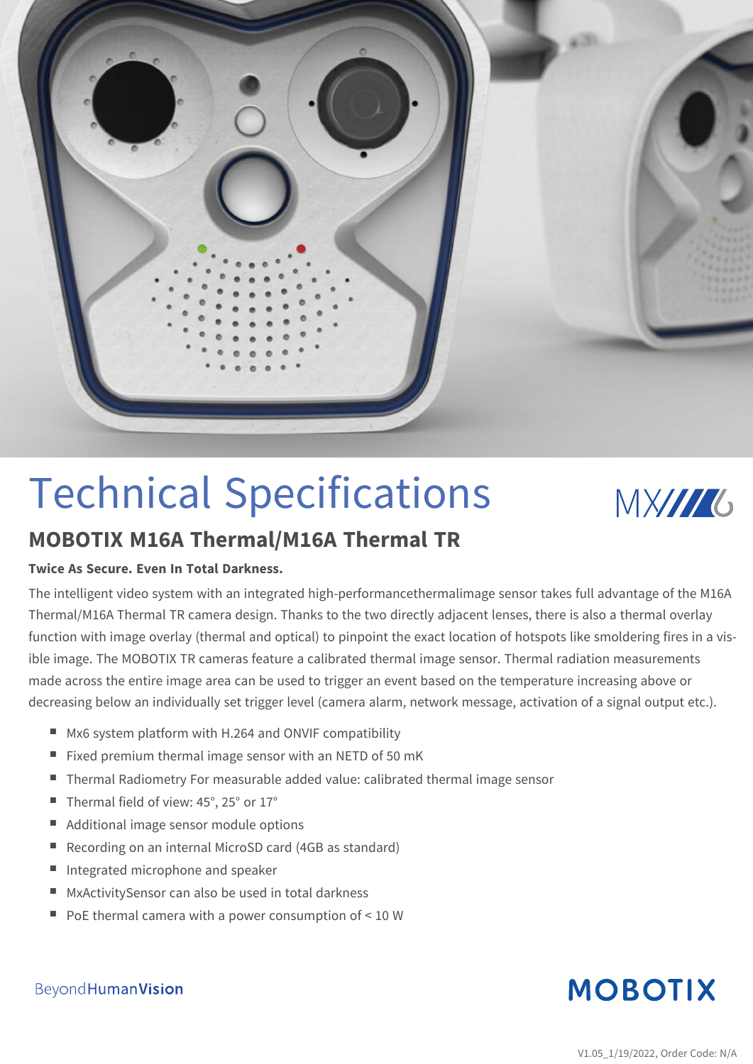# Technical Specifications

## MOBOTIX M16A Thermal/M16A Thermal TR

**Twice As Secure. Even In Total Darkness.**

The intelligent video system with an integrated high-performancethermalimage sensor takes full advantage of the M16A Thermal/M16A Thermal TR camera design. Thanks to the two directly adjacent lenses, there is also a thermal overlay function with image overlay (thermal and optical) to pinpoint the exact location of hotspots like smoldering fires in a visible image. The MOBOTIX TR cameras feature a calibrated thermal image sensor. Thermal radiation measurements made across the entire image area can be used to trigger an event based on the temperature increasing above or decreasing below an individually set trigger level (camera alarm, network message, activation of a signal output etc.).

- Mx6 system platform with H.264 and ONVIF compatibility
- Fixed premium thermal image sensor with an NETD of 50 mK
- Thermal Radiometry For measurable added value: calibrated thermal image sensor
- Thermal field of view: 45°, 25° or 17°
- Additional image sensor module options
- Recording on an internal MicroSD card (4GB as standard)
- Integrated microphone and speaker
- MxActivitySensor can also be used in total darkness
- PoE thermal camera with a power consumption of < 10 W

BeyondHumanVision

V1.05_1/19/2022, Order Code: N/A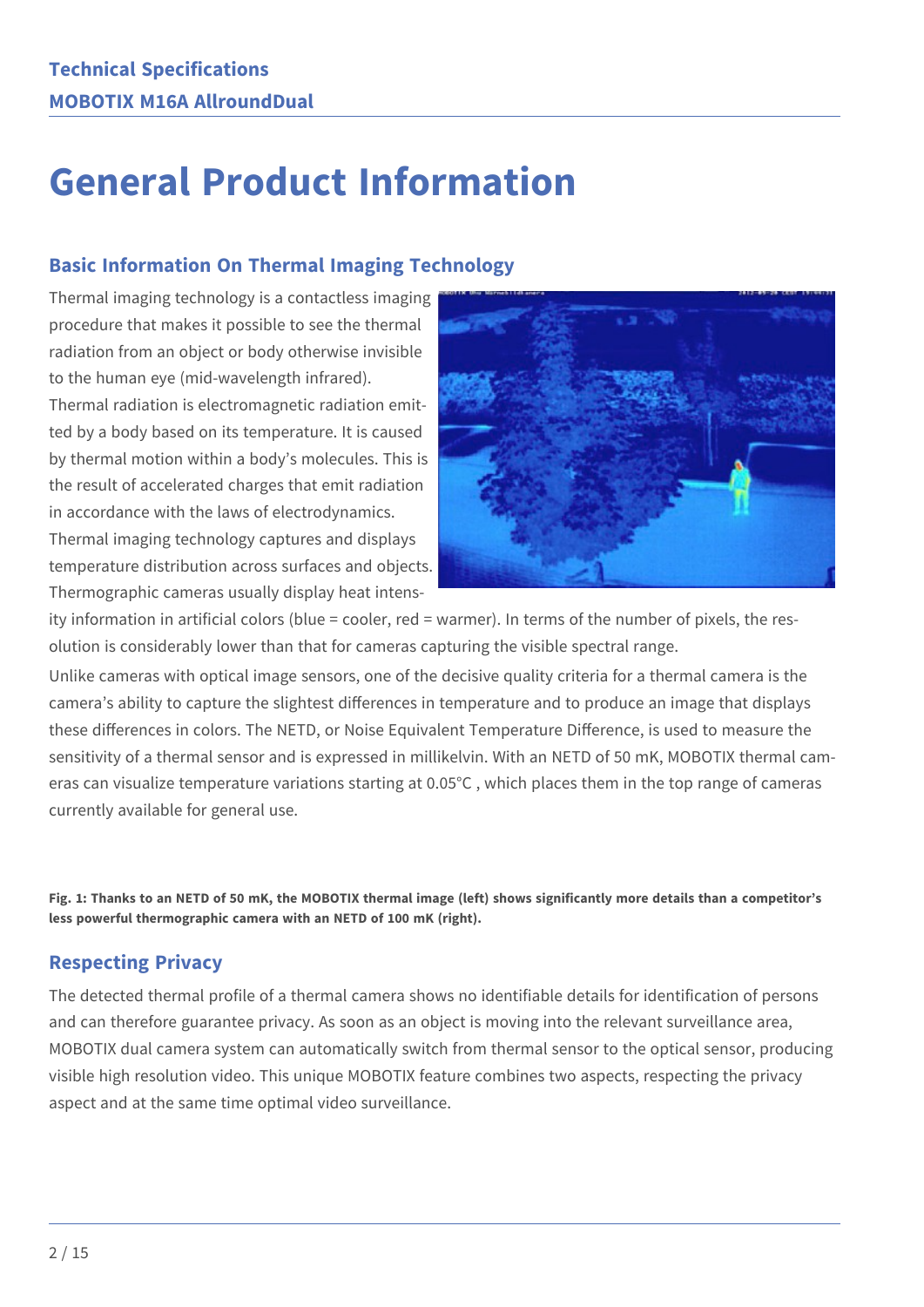# General Product Information

## Basic Information On Thermal Imaging Technology

Thermal imaging technology is a contactless imaging procedure that makes it possible to see the thermal radiation from an object or body otherwise invisible to the human eye (mid-wavelength infrared). Thermal radiation is electromagnetic radiation emitted by a body based on its temperature. It is caused by thermal motion within a body's molecules. This is the result of accelerated charges that emit radiation in accordance with the laws of electrodynamics. Thermal imaging technology captures and displays temperature distribution across surfaces and objects. Thermographic cameras usually display heat intensity information in artificial colors (blue = cooler, red = warmer). In terms of the number of pixels, the resolution is considerably lower than that for cameras capturing the visible spectral range.

Unlike cameras with optical image sensors, one of the decisive quality criteria for a thermal camera is the camera's ability to capture the slightest differences in temperature and to produce an image that displays these differences in colors. The NETD, or Noise Equivalent Temperature Difference, is used to measure the sensitivity of a thermal sensor and is expressed in millikelvin. With an NETD of 50 mK, MOBOTIX thermal cameras can visualize temperature variations starting at 0.05°C , which places them in the top range of cameras currently available for general use.

**Fig. 1: Thanks to an NETD of 50 mK, the MOBOTIX thermal image (left) shows significantly more details than a competitor's less powerful thermographic camera with an NETD of 100 mK (right).**

## Respecting Privacy

The detected thermal profile of a thermal camera shows no identifiable details for identification of persons and can therefore guarantee privacy. As soon as an object is moving into the relevant surveillance area, MOBOTIX dual camera system can automatically switch from thermal sensor to the optical sensor, producing visible high resolution video. This unique MOBOTIX feature combines two aspects, respecting the privacy aspect and at the same time optimal video surveillance.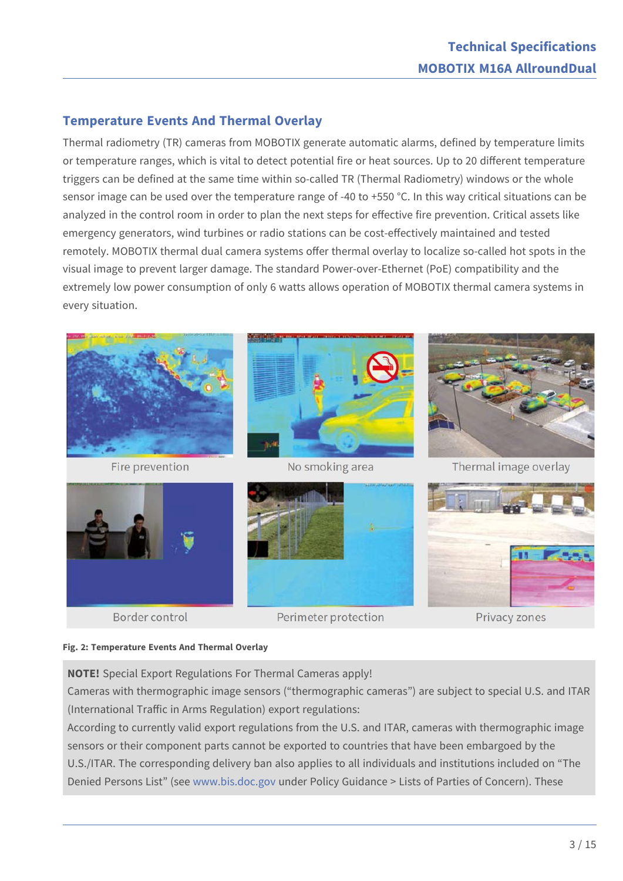## Temperature Events And Thermal Overlay

Thermal radiometry (TR) cameras from MOBOTIX generate automatic alarms, defined by temperature limits or temperature ranges, which is vital to detect potential fire or heat sources. Up to 20 different temperature triggers can be defined at the same time within so-called TR (Thermal Radiometry) windows or the whole sensor image can be used over the temperature range of -40 to +550 °C. In this way critical situations can be analyzed in the control room in order to plan the next steps for effective fire prevention. Critical assets like emergency generators, wind turbines or radio stations can be cost-effectively maintained and tested remotely. MOBOTIX thermal dual camera systems offer thermal overlay to localize so-called hot spots in the visual image to prevent larger damage. The standard Power-over-Ethernet (PoE) compatibility and the extremely low power consumption of only 6 watts allows operation of MOBOTIX thermal camera systems in every situation.

Fire prevention | No smoking area | Thermal image overlay

Border control | Perimeter protection | Privacy zones

**Fig. 2: Temperature Events And Thermal Overlay**

**NOTE!** Special Export Regulations For Thermal Cameras apply!

Cameras with thermographic image sensors ("thermographic cameras") are subject to special U.S. and ITAR (International Traffic in Arms Regulation) export regulations:

According to currently valid export regulations from the U.S. and ITAR, cameras with thermographic image sensors or their component parts cannot be exported to countries that have been embargoed by the U.S./ITAR. The corresponding delivery ban also applies to all individuals and institutions included on "The Denied Persons List" (see www.bis.doc.gov under Policy Guidance > Lists of Parties of Concern). These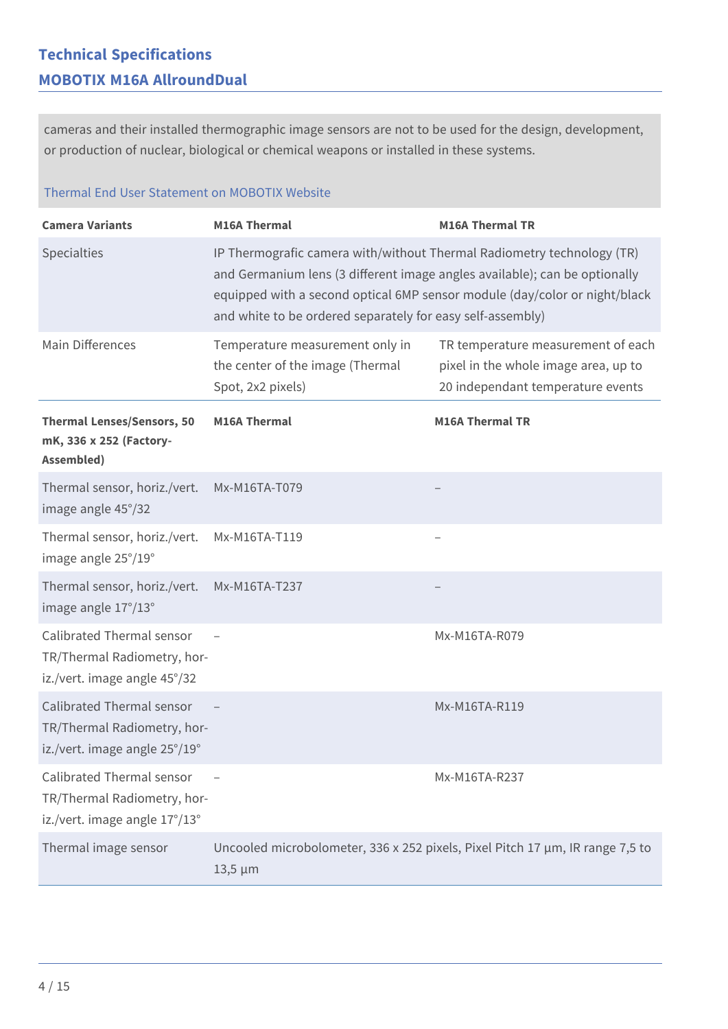## Technical Specifications

### MOBOTIX M16A AllroundDual

cameras and their installed thermographic image sensors are not to be used for the design, development, or production of nuclear, biological or chemical weapons or installed in these systems.

Thermal End User Statement on MOBOTIX Website

| Camera Variants | M16A Thermal | M16A Thermal TR |
|---|---|---|
| Specialties | IP Thermografic camera with/without Thermal Radiometry technology (TR) and Germanium lens (3 different image angles available); can be optionally equipped with a second optical 6MP sensor module (day/color or night/black and white to be ordered separately for easy self-assembly) | |
| Main Differences | Temperature measurement only in the center of the image (Thermal Spot, 2x2 pixels) | TR temperature measurement of each pixel in the whole image area, up to 20 independant temperature events |

| Thermal Lenses/Sensors, 50 mK, 336 x 252 (Factory-Assembled) | M16A Thermal | M16A Thermal TR |
|---|---|---|
| Thermal sensor, horiz./vert. image angle 45°/32 | Mx-M16TA-T079 | – |
| Thermal sensor, horiz./vert. image angle 25°/19° | Mx-M16TA-T119 | – |
| Thermal sensor, horiz./vert. image angle 17°/13° | Mx-M16TA-T237 | – |
| Calibrated Thermal sensor TR/Thermal Radiometry, horiz./vert. image angle 45°/32 | – | Mx-M16TA-R079 |
| Calibrated Thermal sensor TR/Thermal Radiometry, horiz./vert. image angle 25°/19° | – | Mx-M16TA-R119 |
| Calibrated Thermal sensor TR/Thermal Radiometry, horiz./vert. image angle 17°/13° | – | Mx-M16TA-R237 |
| Thermal image sensor | Uncooled microbolometer, 336 x 252 pixels, Pixel Pitch 17 µm, IR range 7,5 to 13,5 µm | |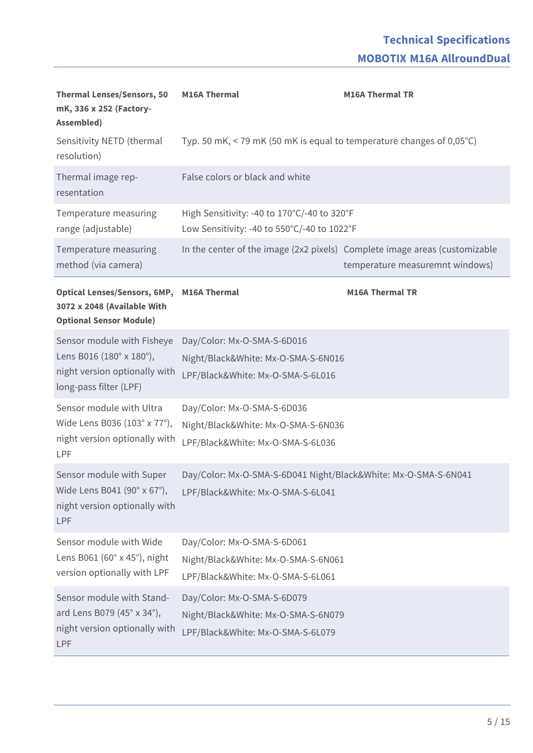| **Thermal Lenses/Sensors, 50 mK, 336 x 252 (Factory-Assembled)** | **M16A Thermal** | **M16A Thermal TR** |
|---|---|---|
| Sensitivity NETD (thermal resolution) | Typ. 50 mK, < 79 mK (50 mK is equal to temperature changes of 0,05°C) | |
| Thermal image rep-resentation | False colors or black and white | |
| Temperature measuring range (adjustable) | High Sensitivity: -40 to 170°C/-40 to 320°F<br>Low Sensitivity: -40 to 550°C/-40 to 1022°F | |
| Temperature measuring method (via camera) | In the center of the image (2x2 pixels) | Complete image areas (customizable temperature measuremnt windows) |

| **Optical Lenses/Sensors, 6MP, 3072 x 2048 (Available With Optional Sensor Module)** | **M16A Thermal** | **M16A Thermal TR** |
|---|---|---|
| Sensor module with Fisheye Lens B016 (180° x 180°), night version optionally with long-pass filter (LPF) | Day/Color: Mx-O-SMA-S-6D016<br>Night/Black&White: Mx-O-SMA-S-6N016<br>LPF/Black&White: Mx-O-SMA-S-6L016 | |
| Sensor module with Ultra Wide Lens B036 (103° x 77°), night version optionally with LPF | Day/Color: Mx-O-SMA-S-6D036<br>Night/Black&White: Mx-O-SMA-S-6N036<br>LPF/Black&White: Mx-O-SMA-S-6L036 | |
| Sensor module with Super Wide Lens B041 (90° x 67°), night version optionally with LPF | Day/Color: Mx-O-SMA-S-6D041 Night/Black&White: Mx-O-SMA-S-6N041<br>LPF/Black&White: Mx-O-SMA-S-6L041 | |
| Sensor module with Wide Lens B061 (60° x 45°), night version optionally with LPF | Day/Color: Mx-O-SMA-S-6D061<br>Night/Black&White: Mx-O-SMA-S-6N061<br>LPF/Black&White: Mx-O-SMA-S-6L061 | |
| Sensor module with Stand-ard Lens B079 (45° x 34°), night version optionally with LPF | Day/Color: Mx-O-SMA-S-6D079<br>Night/Black&White: Mx-O-SMA-S-6N079<br>LPF/Black&White: Mx-O-SMA-S-6L079 | |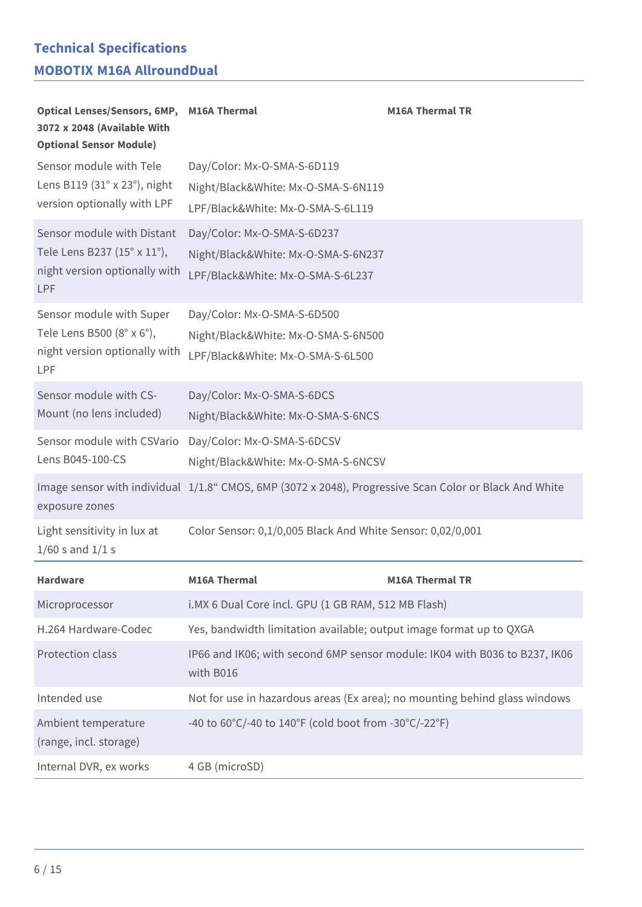## Technical Specifications

## MOBOTIX M16A AllroundDual

| Optical Lenses/Sensors, 6MP, 3072 x 2048 (Available With Optional Sensor Module) | M16A Thermal | M16A Thermal TR |
|---|---|---|
| Sensor module with Tele Lens B119 (31° x 23°), night version optionally with LPF | Day/Color: Mx-O-SMA-S-6D119<br>Night/Black&White: Mx-O-SMA-S-6N119<br>LPF/Black&White: Mx-O-SMA-S-6L119 | |
| Sensor module with Distant Tele Lens B237 (15° x 11°), night version optionally with LPF | Day/Color: Mx-O-SMA-S-6D237<br>Night/Black&White: Mx-O-SMA-S-6N237<br>LPF/Black&White: Mx-O-SMA-S-6L237 | |
| Sensor module with Super Tele Lens B500 (8° x 6°), night version optionally with LPF | Day/Color: Mx-O-SMA-S-6D500<br>Night/Black&White: Mx-O-SMA-S-6N500<br>LPF/Black&White: Mx-O-SMA-S-6L500 | |
| Sensor module with CS-Mount (no lens included) | Day/Color: Mx-O-SMA-S-6DCS<br>Night/Black&White: Mx-O-SMA-S-6NCS | |
| Sensor module with CSVario Lens B045-100-CS | Day/Color: Mx-O-SMA-S-6DCSV<br>Night/Black&White: Mx-O-SMA-S-6NCSV | |
| Image sensor with individual exposure zones | 1/1.8“ CMOS, 6MP (3072 x 2048), Progressive Scan Color or Black And White | |
| Light sensitivity in lux at 1/60 s and 1/1 s | Color Sensor: 0,1/0,005 Black And White Sensor: 0,02/0,001 | |

| Hardware | M16A Thermal | M16A Thermal TR |
|---|---|---|
| Microprocessor | i.MX 6 Dual Core incl. GPU (1 GB RAM, 512 MB Flash) | |
| H.264 Hardware-Codec | Yes, bandwidth limitation available; output image format up to QXGA | |
| Protection class | IP66 and IK06; with second 6MP sensor module: IK04 with B036 to B237, IK06 with B016 | |
| Intended use | Not for use in hazardous areas (Ex area); no mounting behind glass windows | |
| Ambient temperature (range, incl. storage) | -40 to 60°C/-40 to 140°F (cold boot from -30°C/-22°F) | |
| Internal DVR, ex works | 4 GB (microSD) | |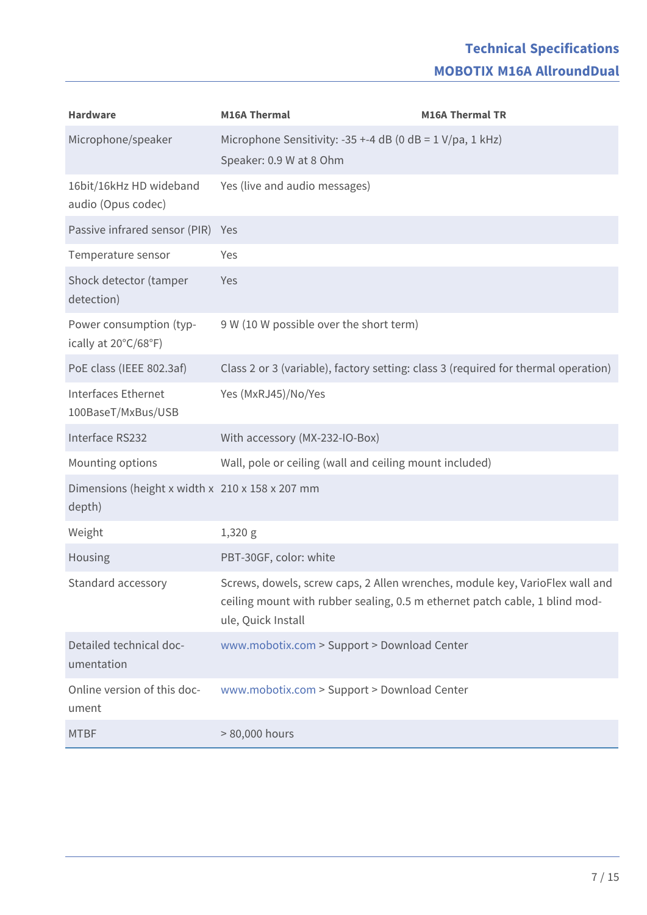| Hardware | M16A Thermal | M16A Thermal TR |
|---|---|---|
| Microphone/speaker | Microphone Sensitivity: -35 +-4 dB (0 dB = 1 V/pa, 1 kHz)<br>Speaker: 0.9 W at 8 Ohm | |
| 16bit/16kHz HD wideband audio (Opus codec) | Yes (live and audio messages) | |
| Passive infrared sensor (PIR) | Yes | |
| Temperature sensor | Yes | |
| Shock detector (tamper detection) | Yes | |
| Power consumption (typically at 20°C/68°F) | 9 W (10 W possible over the short term) | |
| PoE class (IEEE 802.3af) | Class 2 or 3 (variable), factory setting: class 3 (required for thermal operation) | |
| Interfaces Ethernet 100BaseT/MxBus/USB | Yes (MxRJ45)/No/Yes | |
| Interface RS232 | With accessory (MX-232-IO-Box) | |
| Mounting options | Wall, pole or ceiling (wall and ceiling mount included) | |
| Dimensions (height x width x depth) | 210 x 158 x 207 mm | |
| Weight | 1,320 g | |
| Housing | PBT-30GF, color: white | |
| Standard accessory | Screws, dowels, screw caps, 2 Allen wrenches, module key, VarioFlex wall and ceiling mount with rubber sealing, 0.5 m ethernet patch cable, 1 blind module, Quick Install | |
| Detailed technical documentation | www.mobotix.com > Support > Download Center | |
| Online version of this document | www.mobotix.com > Support > Download Center | |
| MTBF | > 80,000 hours | |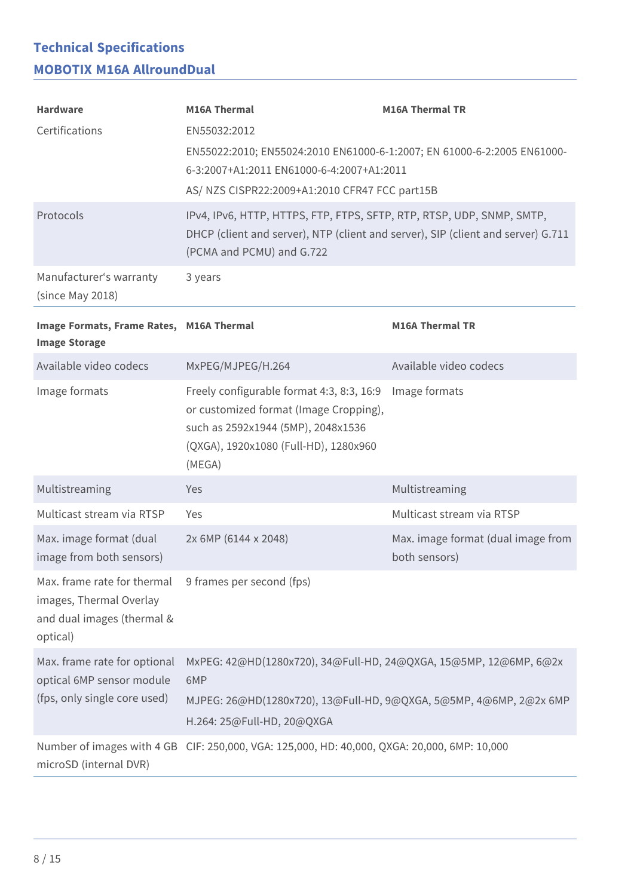## Technical Specifications

### MOBOTIX M16A AllroundDual

| Hardware | M16A Thermal | M16A Thermal TR |
|---|---|---|
| Certifications | EN55032:2012<br>EN55022:2010; EN55024:2010 EN61000-6-1:2007; EN 61000-6-2:2005 EN61000-6-3:2007+A1:2011 EN61000-6-4:2007+A1:2011<br>AS/ NZS CISPR22:2009+A1:2010 CFR47 FCC part15B | |
| Protocols | IPv4, IPv6, HTTP, HTTPS, FTP, FTPS, SFTP, RTP, RTSP, UDP, SNMP, SMTP, DHCP (client and server), NTP (client and server), SIP (client and server) G.711 (PCMA and PCMU) and G.722 | |
| Manufacturer's warranty (since May 2018) | 3 years | |

| Image Formats, Frame Rates, Image Storage | M16A Thermal | M16A Thermal TR |
|---|---|---|
| Available video codecs | MxPEG/MJPEG/H.264 | Available video codecs |
| Image formats | Freely configurable format 4:3, 8:3, 16:9 or customized format (Image Cropping), such as 2592x1944 (5MP), 2048x1536 (QXGA), 1920x1080 (Full-HD), 1280x960 (MEGA) | Image formats |
| Multistreaming | Yes | Multistreaming |
| Multicast stream via RTSP | Yes | Multicast stream via RTSP |
| Max. image format (dual image from both sensors) | 2x 6MP (6144 x 2048) | Max. image format (dual image from both sensors) |
| Max. frame rate for thermal images, Thermal Overlay and dual images (thermal & optical) | 9 frames per second (fps) | |
| Max. frame rate for optional optical 6MP sensor module (fps, only single core used) | MxPEG: 42@HD(1280x720), 34@Full-HD, 24@QXGA, 15@5MP, 12@6MP, 6@2x 6MP<br>MJPEG: 26@HD(1280x720), 13@Full-HD, 9@QXGA, 5@5MP, 4@6MP, 2@2x 6MP<br>H.264: 25@Full-HD, 20@QXGA | |
| Number of images with 4 GB microSD (internal DVR) | CIF: 250,000, VGA: 125,000, HD: 40,000, QXGA: 20,000, 6MP: 10,000 | |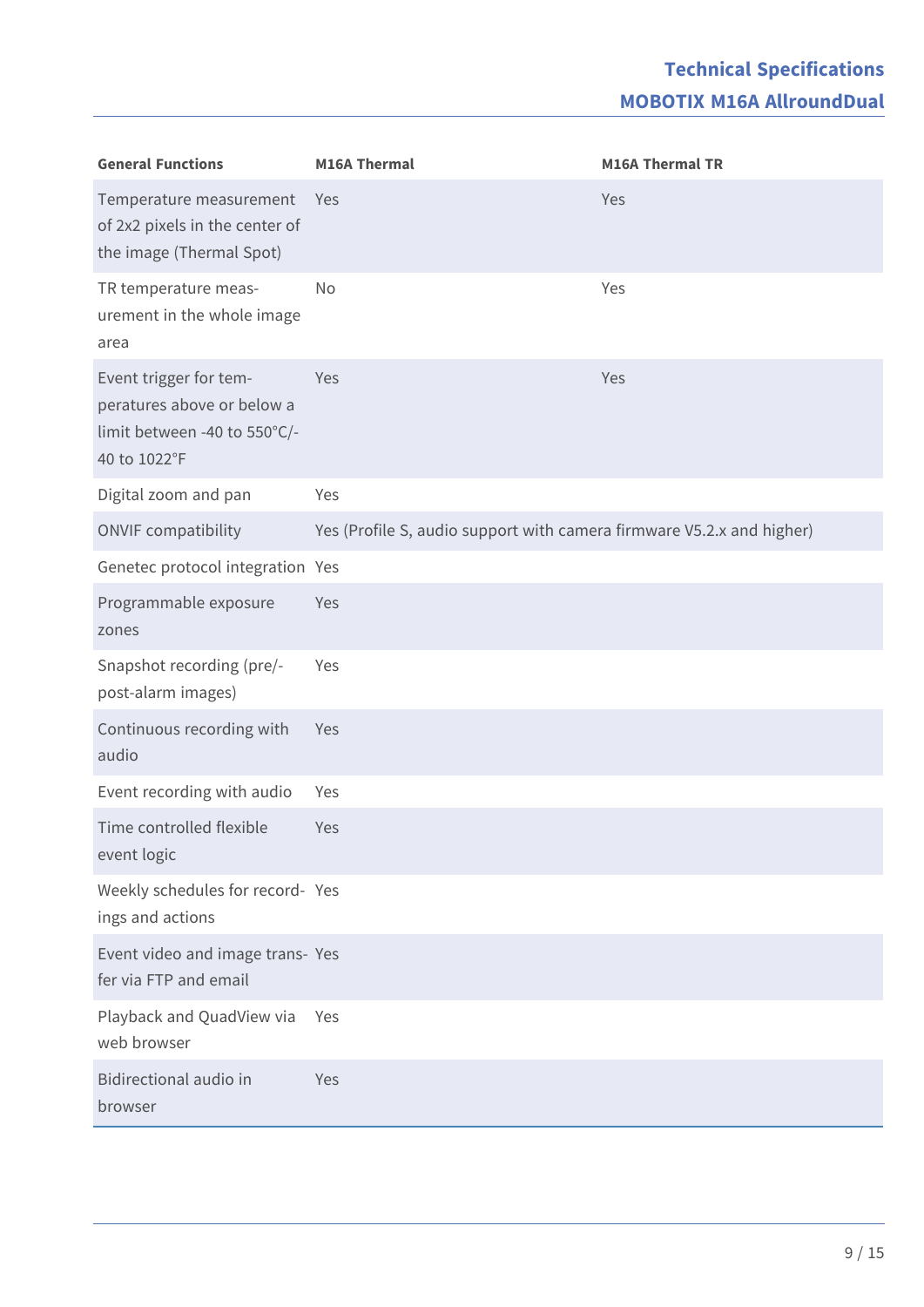| General Functions | M16A Thermal | M16A Thermal TR |
|---|---|---|
| Temperature measurement of 2x2 pixels in the center of the image (Thermal Spot) | Yes | Yes |
| TR temperature measurement in the whole image area | No | Yes |
| Event trigger for temperatures above or below a limit between -40 to 550°C/-40 to 1022°F | Yes | Yes |
| Digital zoom and pan | Yes | |
| ONVIF compatibility | Yes (Profile S, audio support with camera firmware V5.2.x and higher) | |
| Genetec protocol integration | Yes | |
| Programmable exposure zones | Yes | |
| Snapshot recording (pre/-post-alarm images) | Yes | |
| Continuous recording with audio | Yes | |
| Event recording with audio | Yes | |
| Time controlled flexible event logic | Yes | |
| Weekly schedules for recordings and actions | Yes | |
| Event video and image transfer via FTP and email | Yes | |
| Playback and QuadView via web browser | Yes | |
| Bidirectional audio in browser | Yes | |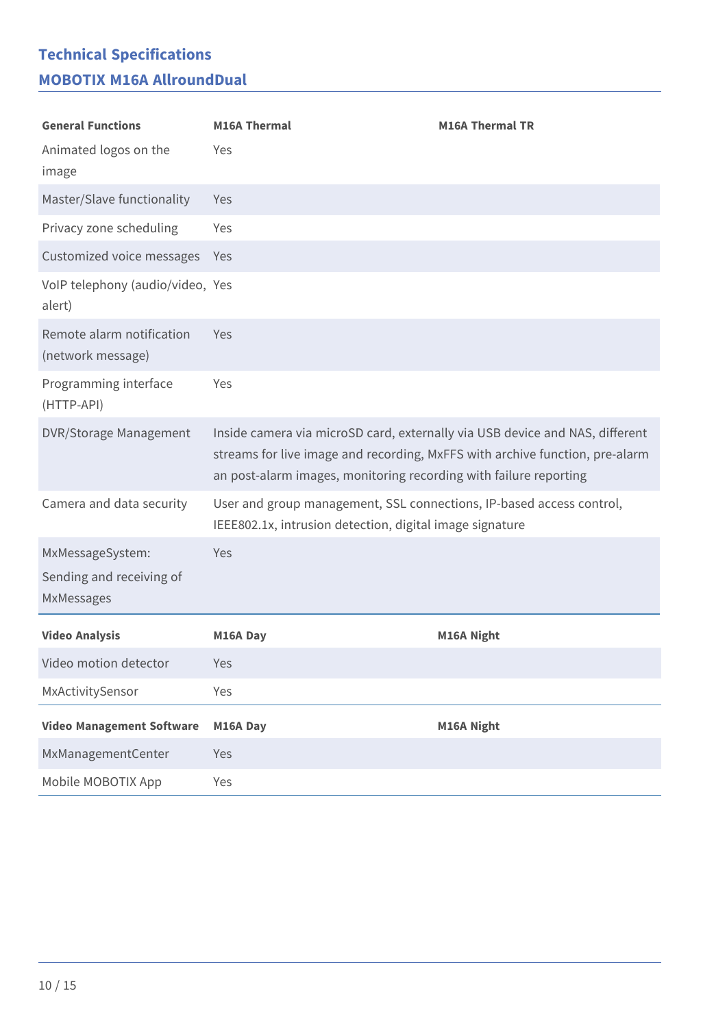## Technical Specifications
### MOBOTIX M16A AllroundDual

| General Functions | M16A Thermal | M16A Thermal TR |
|---|---|---|
| Animated logos on the image | Yes | |
| Master/Slave functionality | Yes | |
| Privacy zone scheduling | Yes | |
| Customized voice messages | Yes | |
| VoIP telephony (audio/video, alert) | Yes | |
| Remote alarm notification (network message) | Yes | |
| Programming interface (HTTP-API) | Yes | |
| DVR/Storage Management | Inside camera via microSD card, externally via USB device and NAS, different streams for live image and recording, MxFFS with archive function, pre-alarm an post-alarm images, monitoring recording with failure reporting | |
| Camera and data security | User and group management, SSL connections, IP-based access control, IEEE802.1x, intrusion detection, digital image signature | |
| MxMessageSystem: Sending and receiving of MxMessages | Yes | |

| Video Analysis | M16A Day | M16A Night |
|---|---|---|
| Video motion detector | Yes | |
| MxActivitySensor | Yes | |

| Video Management Software | M16A Day | M16A Night |
|---|---|---|
| MxManagementCenter | Yes | |
| Mobile MOBOTIX App | Yes | |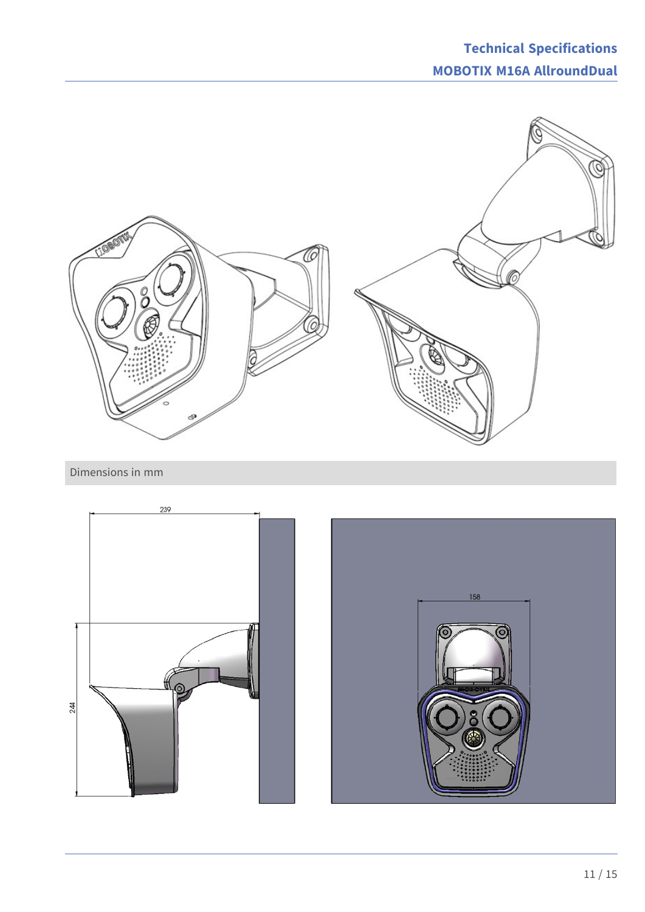Dimensions in mm

239

244

158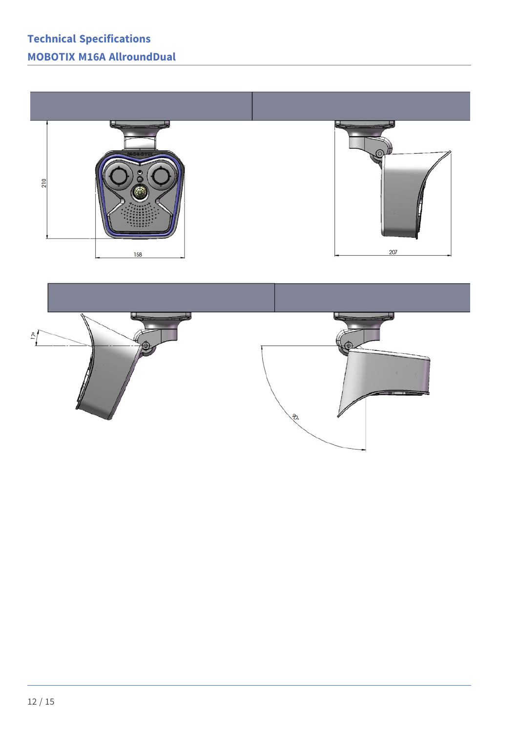# Technical Specifications

## MOBOTIX M16A AllroundDual

210

158

207

17°

90°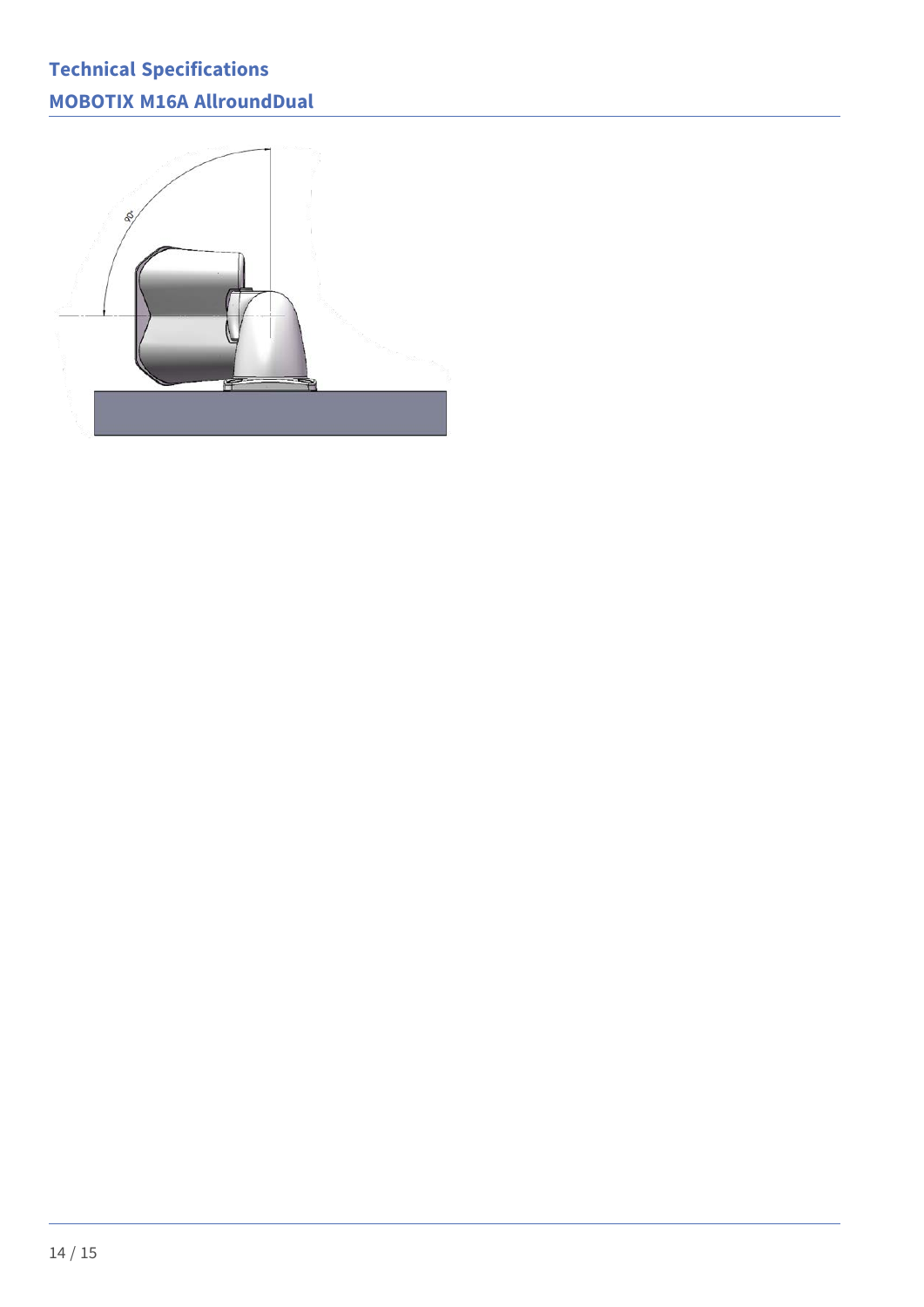# Technical Specifications

## MOBOTIX M16A AllroundDual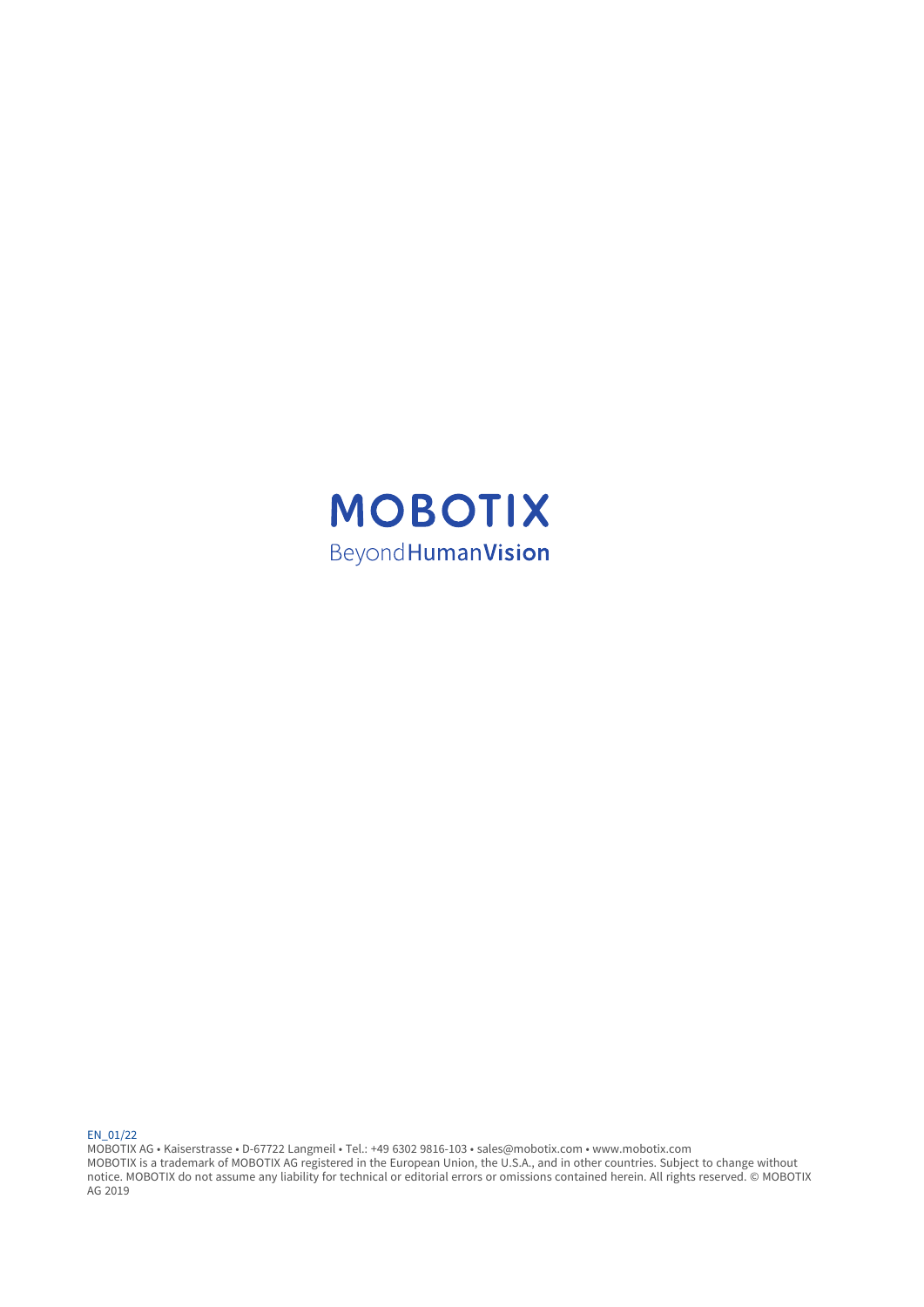MOBOTIX

BeyondHumanVision

EN_01/22

MOBOTIX AG • Kaiserstrasse • D-67722 Langmeil • Tel.: +49 6302 9816-103 • sales@mobotix.com • www.mobotix.com

MOBOTIX is a trademark of MOBOTIX AG registered in the European Union, the U.S.A., and in other countries. Subject to change without notice. MOBOTIX do not assume any liability for technical or editorial errors or omissions contained herein. All rights reserved. © MOBOTIX AG 2019